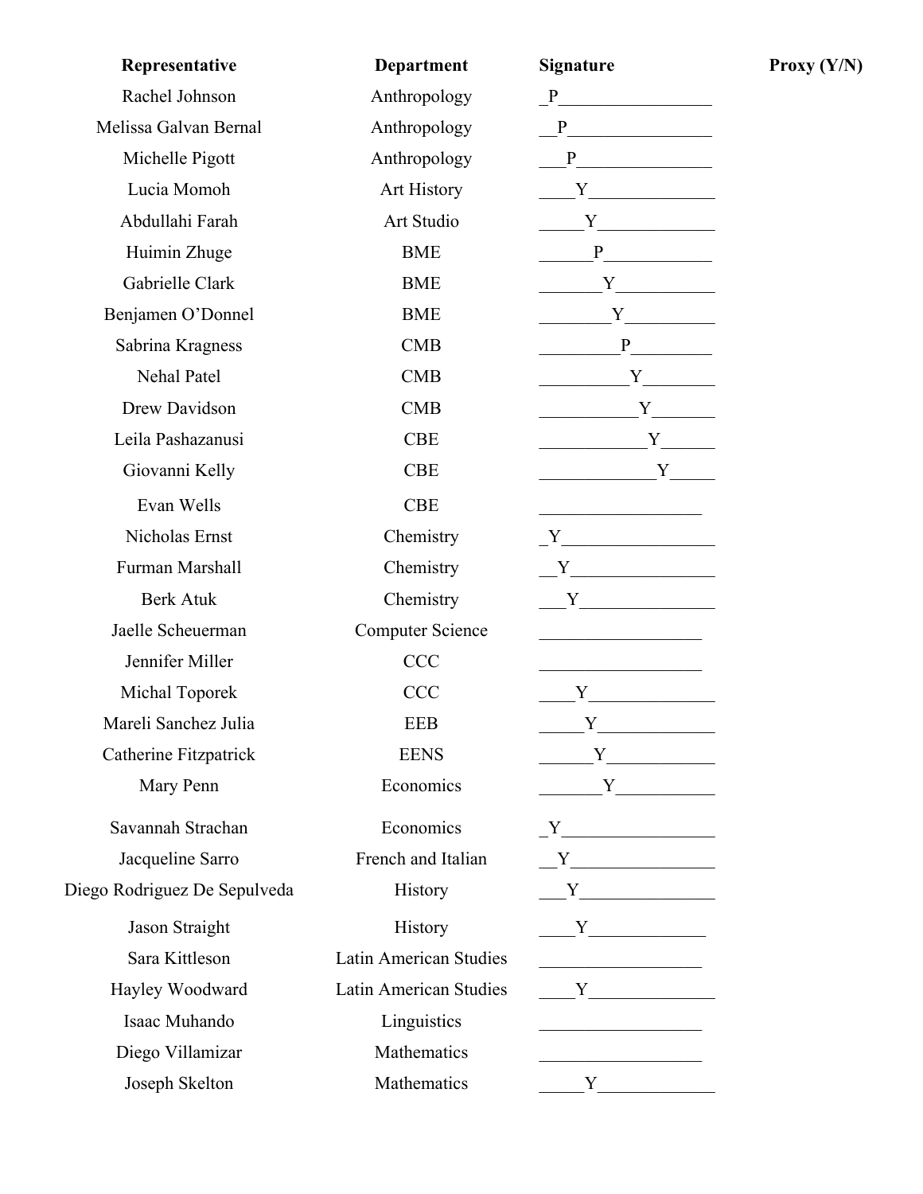| Representative | Department | Signature | Proxy (Y/N) |
|---|---|---|---|
| Rachel Johnson | Anthropology | P | |
| Melissa Galvan Bernal | Anthropology | P | |
| Michelle Pigott | Anthropology | P | |
| Lucia Momoh | Art History | Y | |
| Abdullahi Farah | Art Studio | Y | |
| Huimin Zhuge | BME | P | |
| Gabrielle Clark | BME | Y | |
| Benjamen O'Donnel | BME | Y | |
| Sabrina Kragness | CMB | P | |
| Nehal Patel | CMB | Y | |
| Drew Davidson | CMB | Y | |
| Leila Pashazanusi | CBE | Y | |
| Giovanni Kelly | CBE | Y | |
| Evan Wells | CBE | | |
| Nicholas Ernst | Chemistry | Y | |
| Furman Marshall | Chemistry | Y | |
| Berk Atuk | Chemistry | Y | |
| Jaelle Scheuerman | Computer Science | | |
| Jennifer Miller | CCC | | |
| Michal Toporek | CCC | Y | |
| Mareli Sanchez Julia | EEB | Y | |
| Catherine Fitzpatrick | EENS | Y | |
| Mary Penn | Economics | Y | |
| Savannah Strachan | Economics | Y | |
| Jacqueline Sarro | French and Italian | Y | |
| Diego Rodriguez De Sepulveda | History | Y | |
| Jason Straight | History | Y | |
| Sara Kittleson | Latin American Studies | | |
| Hayley Woodward | Latin American Studies | Y | |
| Isaac Muhando | Linguistics | | |
| Diego Villamizar | Mathematics | | |
| Joseph Skelton | Mathematics | Y | |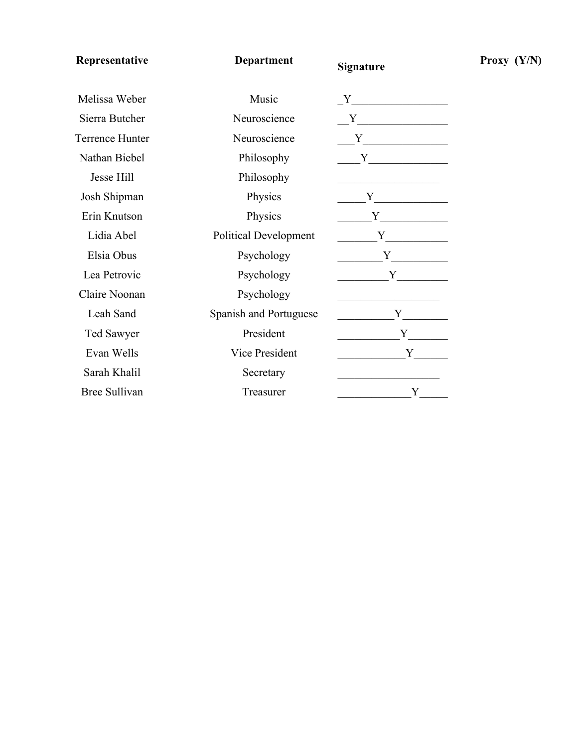| Representative | Department | Signature | Proxy (Y/N) |
|---|---|---|---|
| Melissa Weber | Music | Y | |
| Sierra Butcher | Neuroscience | Y | |
| Terrence Hunter | Neuroscience | Y | |
| Nathan Biebel | Philosophy | Y | |
| Jesse Hill | Philosophy | | |
| Josh Shipman | Physics | Y | |
| Erin Knutson | Physics | Y | |
| Lidia Abel | Political Development | Y | |
| Elsia Obus | Psychology | Y | |
| Lea Petrovic | Psychology | Y | |
| Claire Noonan | Psychology | | |
| Leah Sand | Spanish and Portuguese | Y | |
| Ted Sawyer | President | Y | |
| Evan Wells | Vice President | Y | |
| Sarah Khalil | Secretary | | |
| Bree Sullivan | Treasurer | Y | |